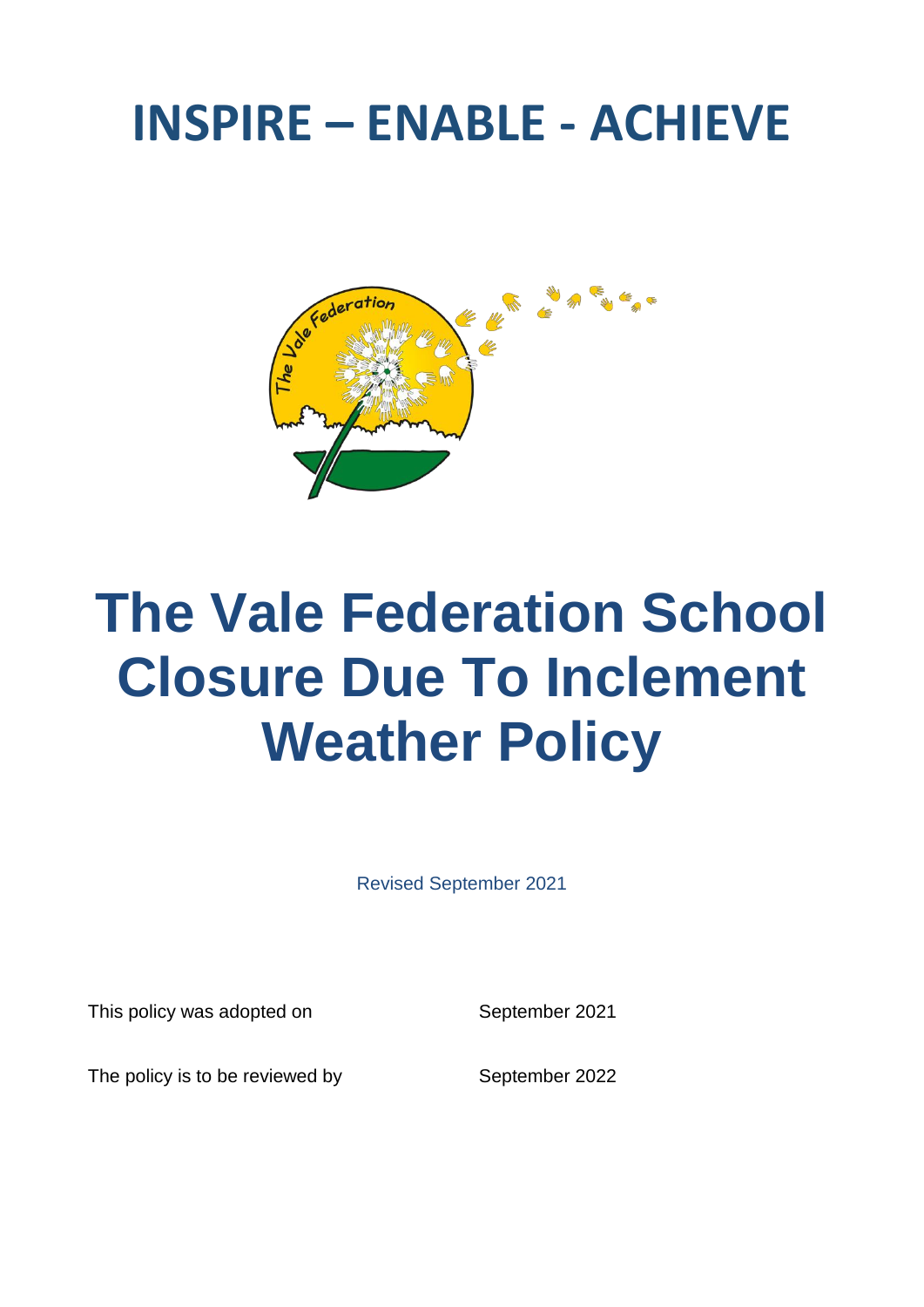# INSPIRE – ENABLE - ACHIEVE

# The Vale Federation School Closure Due To Inclement Weather Policy

Revised September 2021

| | |
|---|---|
| This policy was adopted on | September 2021 |
| The policy is to be reviewed by | September 2022 |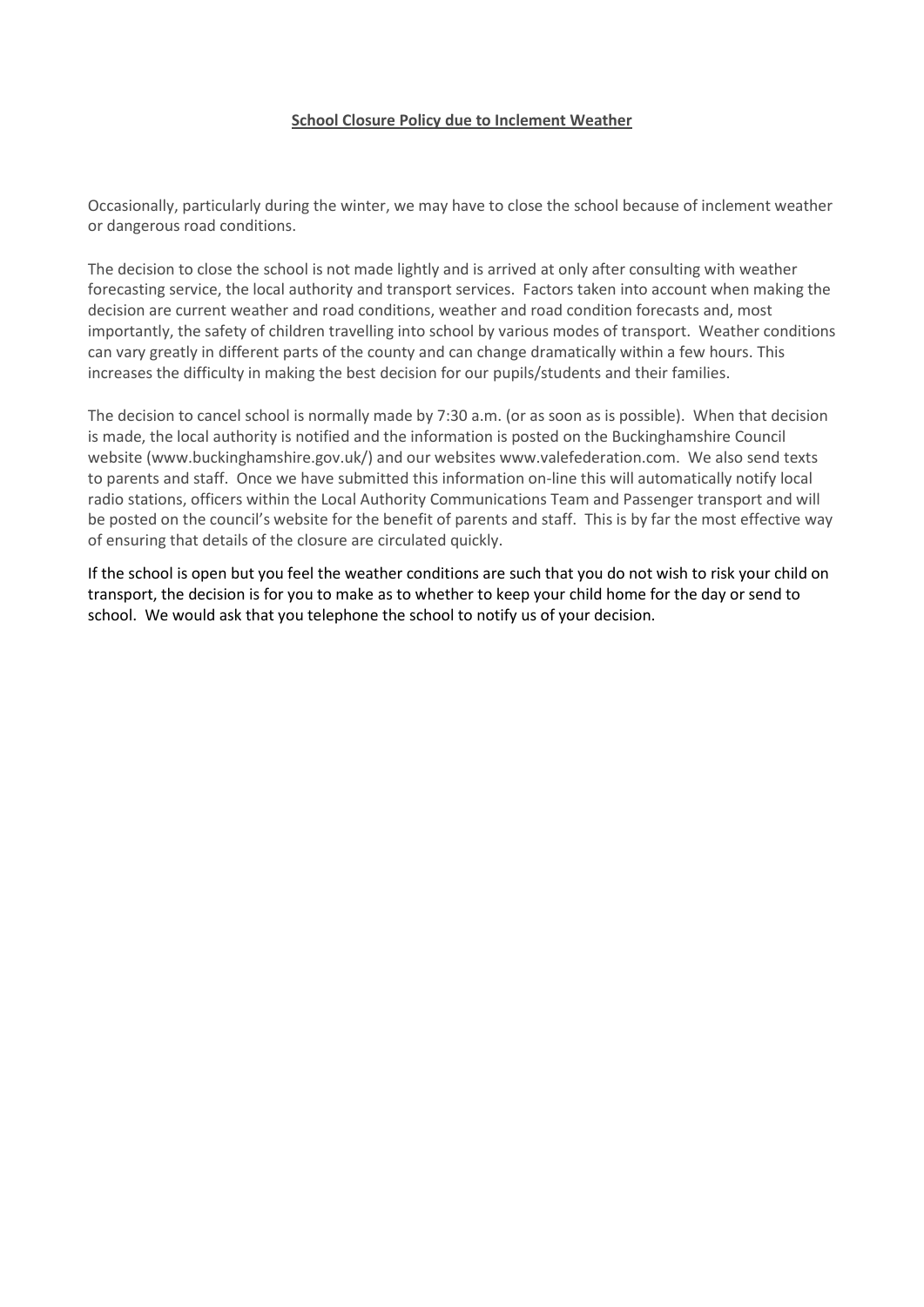**School Closure Policy due to Inclement Weather**

Occasionally, particularly during the winter, we may have to close the school because of inclement weather or dangerous road conditions.

The decision to close the school is not made lightly and is arrived at only after consulting with weather forecasting service, the local authority and transport services. Factors taken into account when making the decision are current weather and road conditions, weather and road condition forecasts and, most importantly, the safety of children travelling into school by various modes of transport. Weather conditions can vary greatly in different parts of the county and can change dramatically within a few hours. This increases the difficulty in making the best decision for our pupils/students and their families.

The decision to cancel school is normally made by 7:30 a.m. (or as soon as is possible). When that decision is made, the local authority is notified and the information is posted on the Buckinghamshire Council website (www.buckinghamshire.gov.uk/) and our websites www.valefederation.com. We also send texts to parents and staff. Once we have submitted this information on-line this will automatically notify local radio stations, officers within the Local Authority Communications Team and Passenger transport and will be posted on the council's website for the benefit of parents and staff. This is by far the most effective way of ensuring that details of the closure are circulated quickly.

If the school is open but you feel the weather conditions are such that you do not wish to risk your child on transport, the decision is for you to make as to whether to keep your child home for the day or send to school. We would ask that you telephone the school to notify us of your decision.